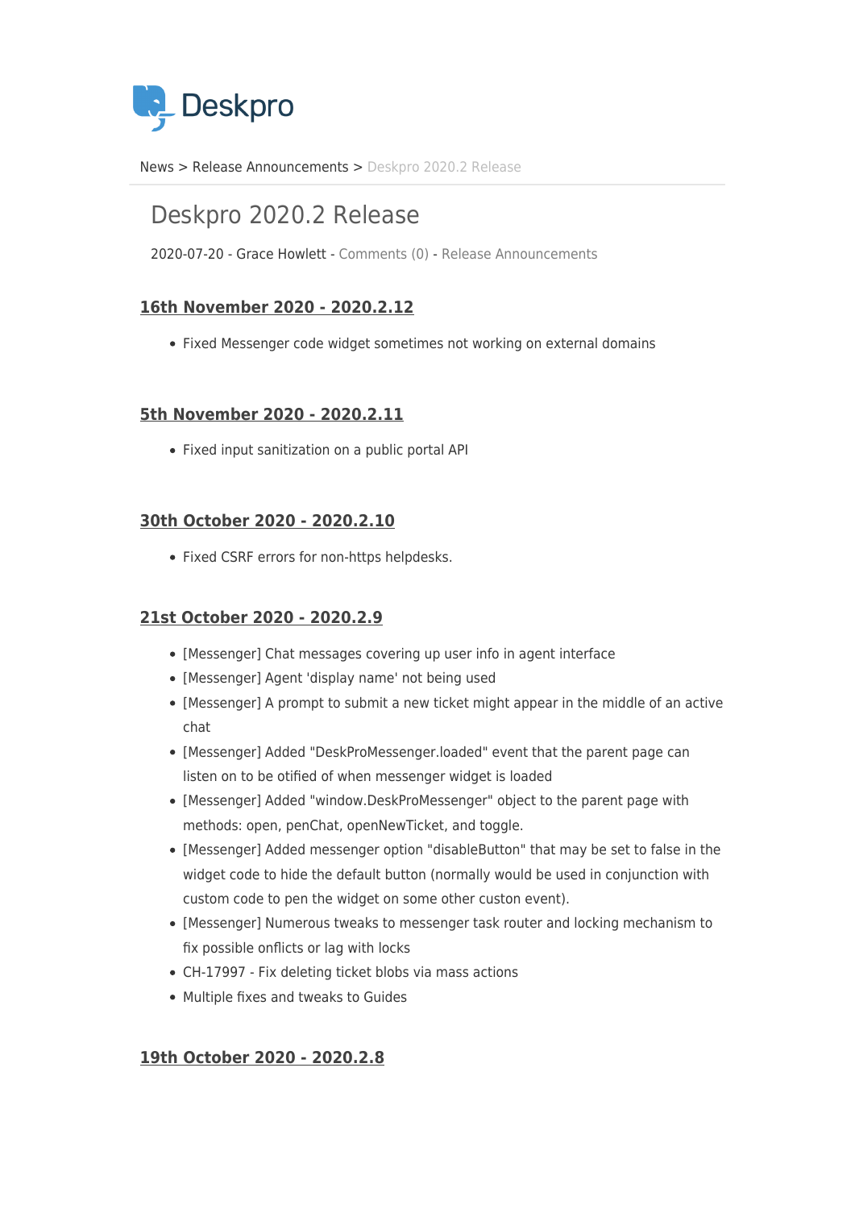Deskpro

News > Release Announcements > Deskpro 2020.2 Release

# Deskpro 2020.2 Release

2020-07-20 - Grace Howlett - Comments (0) - Release Announcements

## 16th November 2020 - 2020.2.12

- Fixed Messenger code widget sometimes not working on external domains

## 5th November 2020 - 2020.2.11

- Fixed input sanitization on a public portal API

## 30th October 2020 - 2020.2.10

- Fixed CSRF errors for non-https helpdesks.

## 21st October 2020 - 2020.2.9

- [Messenger] Chat messages covering up user info in agent interface
- [Messenger] Agent 'display name' not being used
- [Messenger] A prompt to submit a new ticket might appear in the middle of an active chat
- [Messenger] Added "DeskProMessenger.loaded" event that the parent page can listen on to be otified of when messenger widget is loaded
- [Messenger] Added "window.DeskProMessenger" object to the parent page with methods: open, penChat, openNewTicket, and toggle.
- [Messenger] Added messenger option "disableButton" that may be set to false in the widget code to hide the default button (normally would be used in conjunction with custom code to pen the widget on some other custon event).
- [Messenger] Numerous tweaks to messenger task router and locking mechanism to fix possible onflicts or lag with locks
- CH-17997 - Fix deleting ticket blobs via mass actions
- Multiple fixes and tweaks to Guides

## 19th October 2020 - 2020.2.8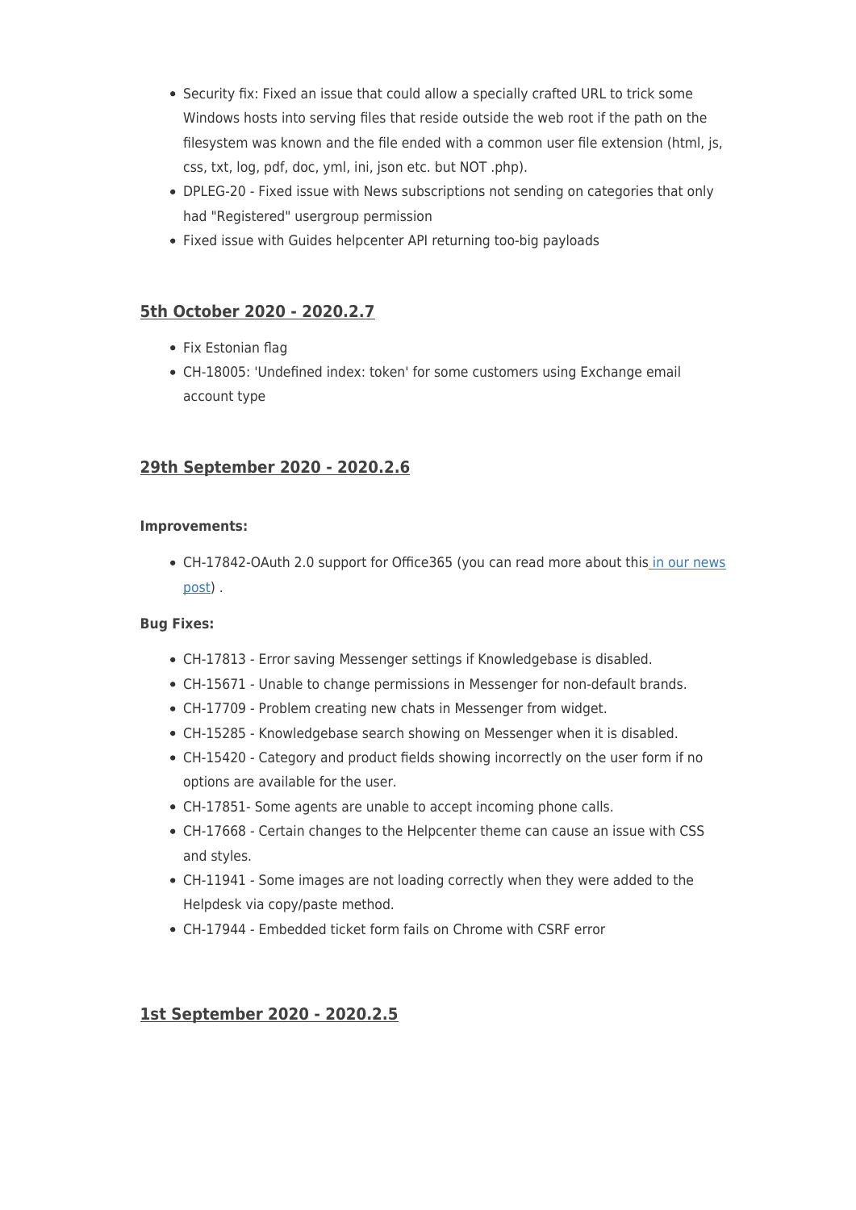- Security fix: Fixed an issue that could allow a specially crafted URL to trick some Windows hosts into serving files that reside outside the web root if the path on the filesystem was known and the file ended with a common user file extension (html, js, css, txt, log, pdf, doc, yml, ini, json etc. but NOT .php).
- DPLEG-20 - Fixed issue with News subscriptions not sending on categories that only had "Registered" usergroup permission
- Fixed issue with Guides helpcenter API returning too-big payloads

## 5th October 2020 - 2020.2.7

- Fix Estonian flag
- CH-18005: 'Undefined index: token' for some customers using Exchange email account type

## 29th September 2020 - 2020.2.6

**Improvements:**

- CH-17842-OAuth 2.0 support for Office365 (you can read more about this in our news post) .

**Bug Fixes:**

- CH-17813 - Error saving Messenger settings if Knowledgebase is disabled.
- CH-15671 - Unable to change permissions in Messenger for non-default brands.
- CH-17709 - Problem creating new chats in Messenger from widget.
- CH-15285 - Knowledgebase search showing on Messenger when it is disabled.
- CH-15420 - Category and product fields showing incorrectly on the user form if no options are available for the user.
- CH-17851- Some agents are unable to accept incoming phone calls.
- CH-17668 - Certain changes to the Helpcenter theme can cause an issue with CSS and styles.
- CH-11941 - Some images are not loading correctly when they were added to the Helpdesk via copy/paste method.
- CH-17944 - Embedded ticket form fails on Chrome with CSRF error

## 1st September 2020 - 2020.2.5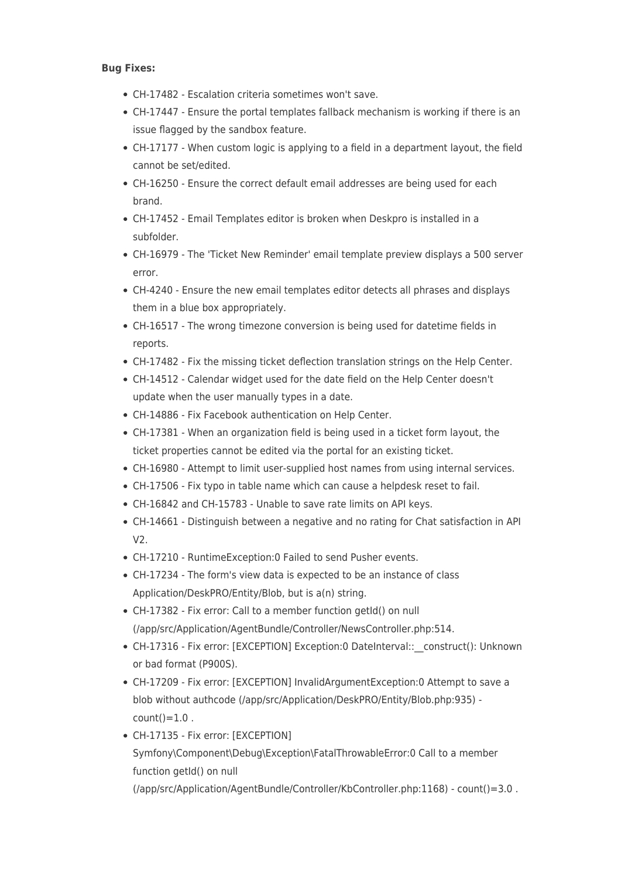**Bug Fixes:**

- CH-17482 - Escalation criteria sometimes won't save.
- CH-17447 - Ensure the portal templates fallback mechanism is working if there is an issue flagged by the sandbox feature.
- CH-17177 - When custom logic is applying to a field in a department layout, the field cannot be set/edited.
- CH-16250 - Ensure the correct default email addresses are being used for each brand.
- CH-17452 - Email Templates editor is broken when Deskpro is installed in a subfolder.
- CH-16979 - The 'Ticket New Reminder' email template preview displays a 500 server error.
- CH-4240 - Ensure the new email templates editor detects all phrases and displays them in a blue box appropriately.
- CH-16517 - The wrong timezone conversion is being used for datetime fields in reports.
- CH-17482 - Fix the missing ticket deflection translation strings on the Help Center.
- CH-14512 - Calendar widget used for the date field on the Help Center doesn't update when the user manually types in a date.
- CH-14886 - Fix Facebook authentication on Help Center.
- CH-17381 - When an organization field is being used in a ticket form layout, the ticket properties cannot be edited via the portal for an existing ticket.
- CH-16980 - Attempt to limit user-supplied host names from using internal services.
- CH-17506 - Fix typo in table name which can cause a helpdesk reset to fail.
- CH-16842 and CH-15783 - Unable to save rate limits on API keys.
- CH-14661 - Distinguish between a negative and no rating for Chat satisfaction in API V2.
- CH-17210 - RuntimeException:0 Failed to send Pusher events.
- CH-17234 - The form's view data is expected to be an instance of class Application/DeskPRO/Entity/Blob, but is a(n) string.
- CH-17382 - Fix error: Call to a member function getId() on null (/app/src/Application/AgentBundle/Controller/NewsController.php:514.
- CH-17316 - Fix error: [EXCEPTION] Exception:0 DateInterval::__construct(): Unknown or bad format (P900S).
- CH-17209 - Fix error: [EXCEPTION] InvalidArgumentException:0 Attempt to save a blob without authcode (/app/src/Application/DeskPRO/Entity/Blob.php:935) - count()=1.0 .
- CH-17135 - Fix error: [EXCEPTION] Symfony\Component\Debug\Exception\FatalThrowableError:0 Call to a member function getId() on null (/app/src/Application/AgentBundle/Controller/KbController.php:1168) - count()=3.0 .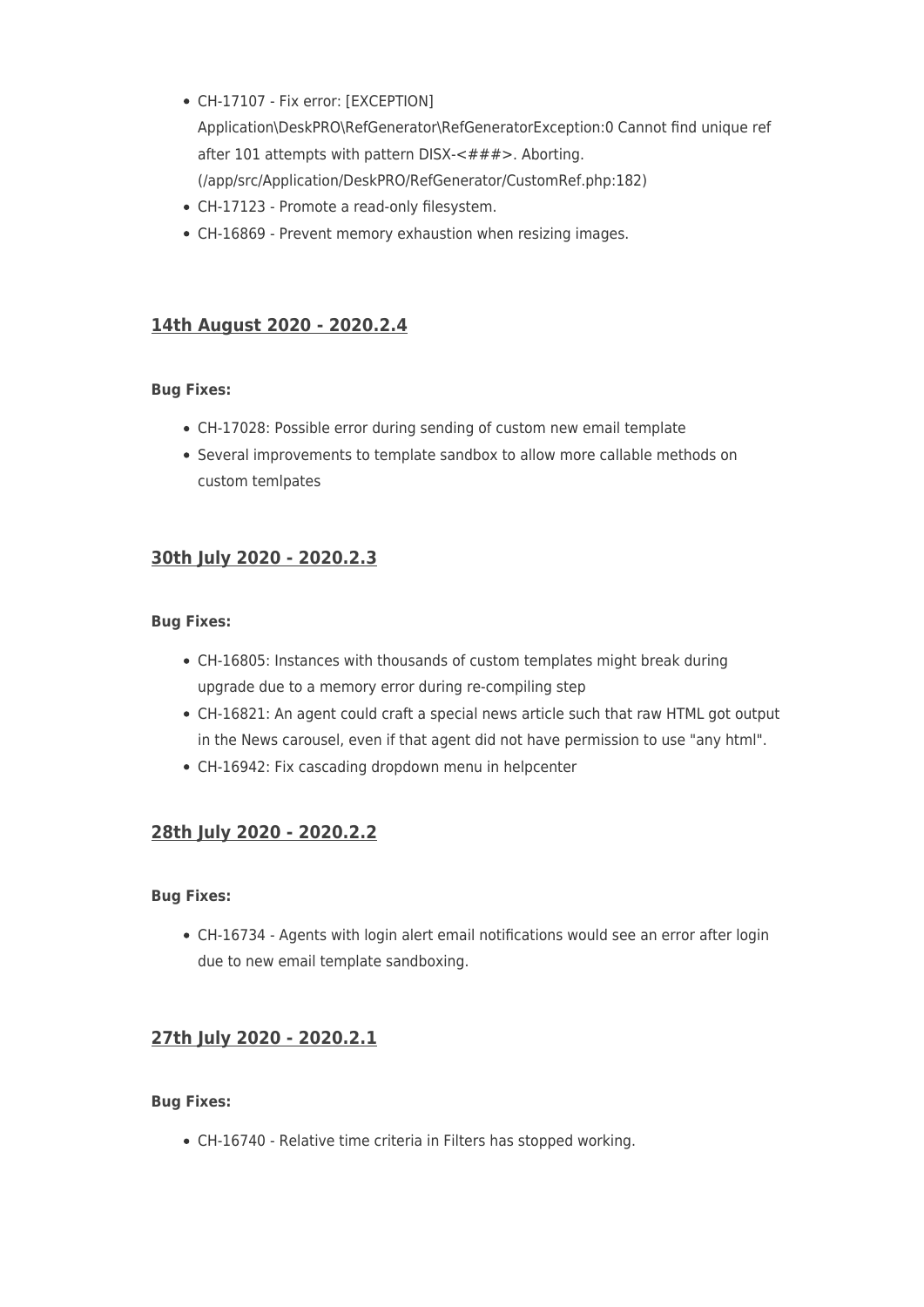- CH-17107 - Fix error: [EXCEPTION] Application\DeskPRO\RefGenerator\RefGeneratorException:0 Cannot find unique ref after 101 attempts with pattern DISX-<###>. Aborting. (/app/src/Application/DeskPRO/RefGenerator/CustomRef.php:182)
- CH-17123 - Promote a read-only filesystem.
- CH-16869 - Prevent memory exhaustion when resizing images.

## 14th August 2020 - 2020.2.4

**Bug Fixes:**

- CH-17028: Possible error during sending of custom new email template
- Several improvements to template sandbox to allow more callable methods on custom temlpates

## 30th July 2020 - 2020.2.3

**Bug Fixes:**

- CH-16805: Instances with thousands of custom templates might break during upgrade due to a memory error during re-compiling step
- CH-16821: An agent could craft a special news article such that raw HTML got output in the News carousel, even if that agent did not have permission to use "any html".
- CH-16942: Fix cascading dropdown menu in helpcenter

## 28th July 2020 - 2020.2.2

**Bug Fixes:**

- CH-16734 - Agents with login alert email notifications would see an error after login due to new email template sandboxing.

## 27th July 2020 - 2020.2.1

**Bug Fixes:**

- CH-16740 - Relative time criteria in Filters has stopped working.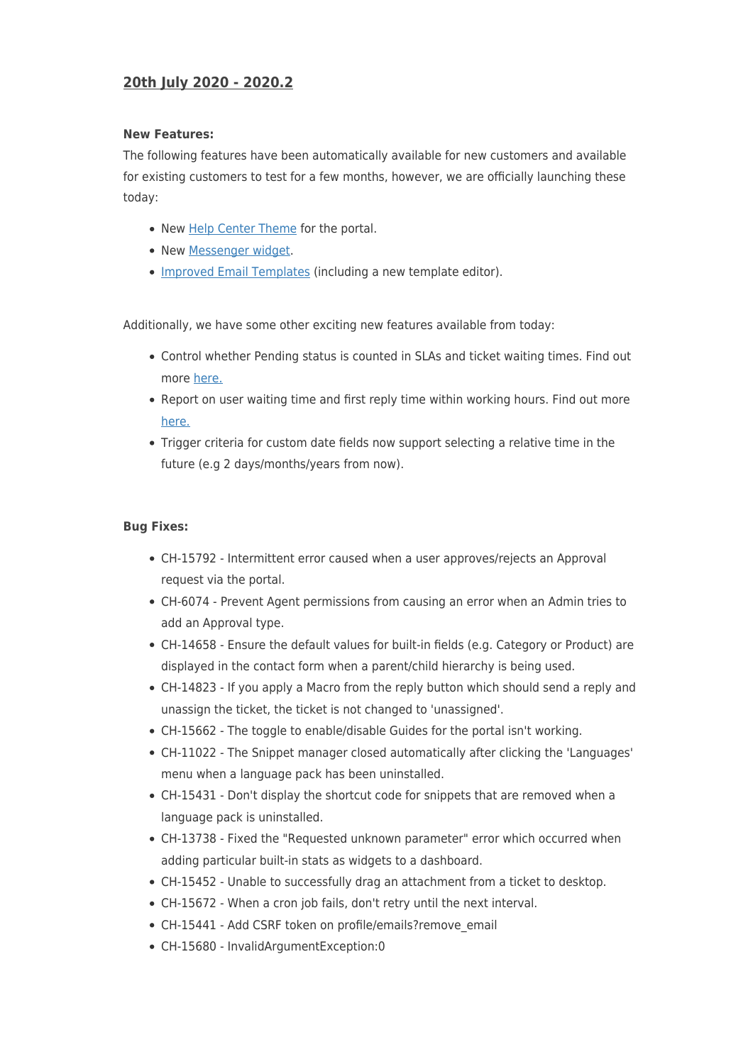## 20th July 2020 - 2020.2

**New Features:**

The following features have been automatically available for new customers and available for existing customers to test for a few months, however, we are officially launching these today:

- New Help Center Theme for the portal.
- New Messenger widget.
- Improved Email Templates (including a new template editor).

Additionally, we have some other exciting new features available from today:

- Control whether Pending status is counted in SLAs and ticket waiting times. Find out more here.
- Report on user waiting time and first reply time within working hours. Find out more here.
- Trigger criteria for custom date fields now support selecting a relative time in the future (e.g 2 days/months/years from now).

**Bug Fixes:**

- CH-15792 - Intermittent error caused when a user approves/rejects an Approval request via the portal.
- CH-6074 - Prevent Agent permissions from causing an error when an Admin tries to add an Approval type.
- CH-14658 - Ensure the default values for built-in fields (e.g. Category or Product) are displayed in the contact form when a parent/child hierarchy is being used.
- CH-14823 - If you apply a Macro from the reply button which should send a reply and unassign the ticket, the ticket is not changed to 'unassigned'.
- CH-15662 - The toggle to enable/disable Guides for the portal isn't working.
- CH-11022 - The Snippet manager closed automatically after clicking the 'Languages' menu when a language pack has been uninstalled.
- CH-15431 - Don't display the shortcut code for snippets that are removed when a language pack is uninstalled.
- CH-13738 - Fixed the "Requested unknown parameter" error which occurred when adding particular built-in stats as widgets to a dashboard.
- CH-15452 - Unable to successfully drag an attachment from a ticket to desktop.
- CH-15672 - When a cron job fails, don't retry until the next interval.
- CH-15441 - Add CSRF token on profile/emails?remove_email
- CH-15680 - InvalidArgumentException:0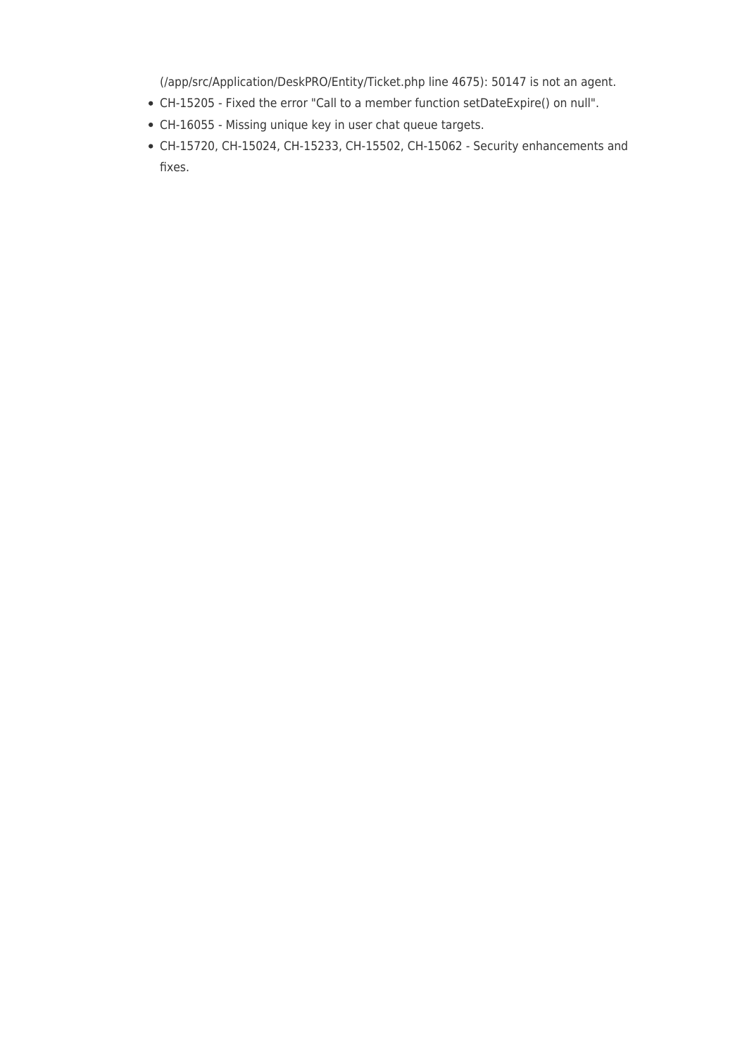(/app/src/Application/DeskPRO/Entity/Ticket.php line 4675): 50147 is not an agent.

- CH-15205 - Fixed the error "Call to a member function setDateExpire() on null".
- CH-16055 - Missing unique key in user chat queue targets.
- CH-15720, CH-15024, CH-15233, CH-15502, CH-15062 - Security enhancements and fixes.